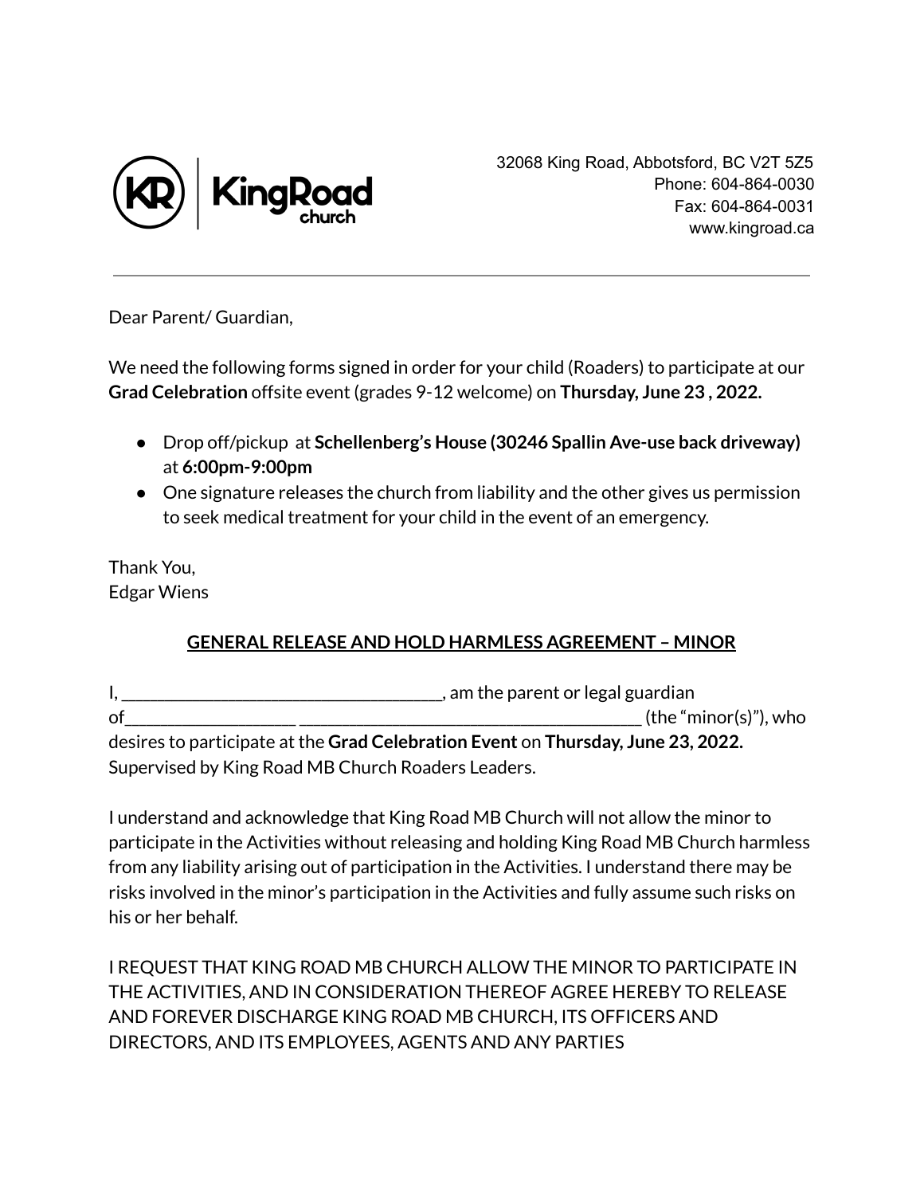KingRoad church

32068 King Road, Abbotsford, BC V2T 5Z5
Phone: 604-864-0030
Fax: 604-864-0031
www.kingroad.ca

---

Dear Parent/ Guardian,

We need the following forms signed in order for your child (Roaders) to participate at our **Grad Celebration** offsite event (grades 9-12 welcome) on **Thursday, June 23 , 2022.**

- Drop off/pickup at **Schellenberg's House (30246 Spallin Ave-use back driveway)** at **6:00pm-9:00pm**
- One signature releases the church from liability and the other gives us permission to seek medical treatment for your child in the event of an emergency.

Thank You,
Edgar Wiens

## GENERAL RELEASE AND HOLD HARMLESS AGREEMENT – MINOR

I, ___________________________________, am the parent or legal guardian of___________________ ______________________________________ (the "minor(s)"), who desires to participate at the **Grad Celebration Event** on **Thursday, June 23, 2022.** Supervised by King Road MB Church Roaders Leaders.

I understand and acknowledge that King Road MB Church will not allow the minor to participate in the Activities without releasing and holding King Road MB Church harmless from any liability arising out of participation in the Activities. I understand there may be risks involved in the minor's participation in the Activities and fully assume such risks on his or her behalf.

I REQUEST THAT KING ROAD MB CHURCH ALLOW THE MINOR TO PARTICIPATE IN THE ACTIVITIES, AND IN CONSIDERATION THEREOF AGREE HEREBY TO RELEASE AND FOREVER DISCHARGE KING ROAD MB CHURCH, ITS OFFICERS AND DIRECTORS, AND ITS EMPLOYEES, AGENTS AND ANY PARTIES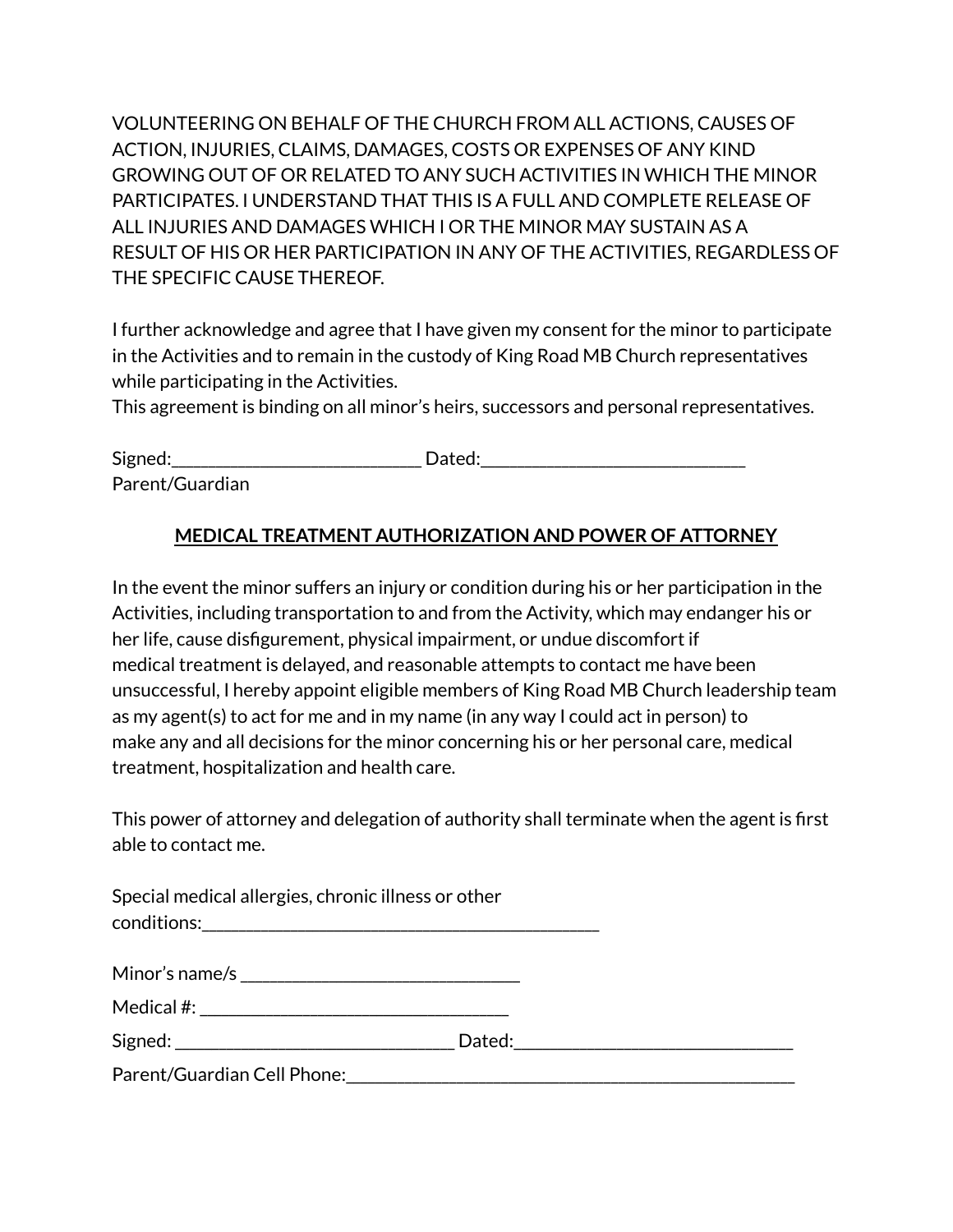VOLUNTEERING ON BEHALF OF THE CHURCH FROM ALL ACTIONS, CAUSES OF ACTION, INJURIES, CLAIMS, DAMAGES, COSTS OR EXPENSES OF ANY KIND GROWING OUT OF OR RELATED TO ANY SUCH ACTIVITIES IN WHICH THE MINOR PARTICIPATES. I UNDERSTAND THAT THIS IS A FULL AND COMPLETE RELEASE OF ALL INJURIES AND DAMAGES WHICH I OR THE MINOR MAY SUSTAIN AS A RESULT OF HIS OR HER PARTICIPATION IN ANY OF THE ACTIVITIES, REGARDLESS OF THE SPECIFIC CAUSE THEREOF.

I further acknowledge and agree that I have given my consent for the minor to participate in the Activities and to remain in the custody of King Road MB Church representatives while participating in the Activities.
This agreement is binding on all minor's heirs, successors and personal representatives.

Signed:___________________________ Dated:_____________________________
Parent/Guardian

## MEDICAL TREATMENT AUTHORIZATION AND POWER OF ATTORNEY

In the event the minor suffers an injury or condition during his or her participation in the Activities, including transportation to and from the Activity, which may endanger his or her life, cause disfigurement, physical impairment, or undue discomfort if medical treatment is delayed, and reasonable attempts to contact me have been unsuccessful, I hereby appoint eligible members of King Road MB Church leadership team as my agent(s) to act for me and in my name (in any way I could act in person) to make any and all decisions for the minor concerning his or her personal care, medical treatment, hospitalization and health care.

This power of attorney and delegation of authority shall terminate when the agent is first able to contact me.

Special medical allergies, chronic illness or other conditions:____________________________________________

Minor's name/s ______________________________

Medical #: _________________________________

Signed: ______________________________ Dated:______________________________

Parent/Guardian Cell Phone:_________________________________________________